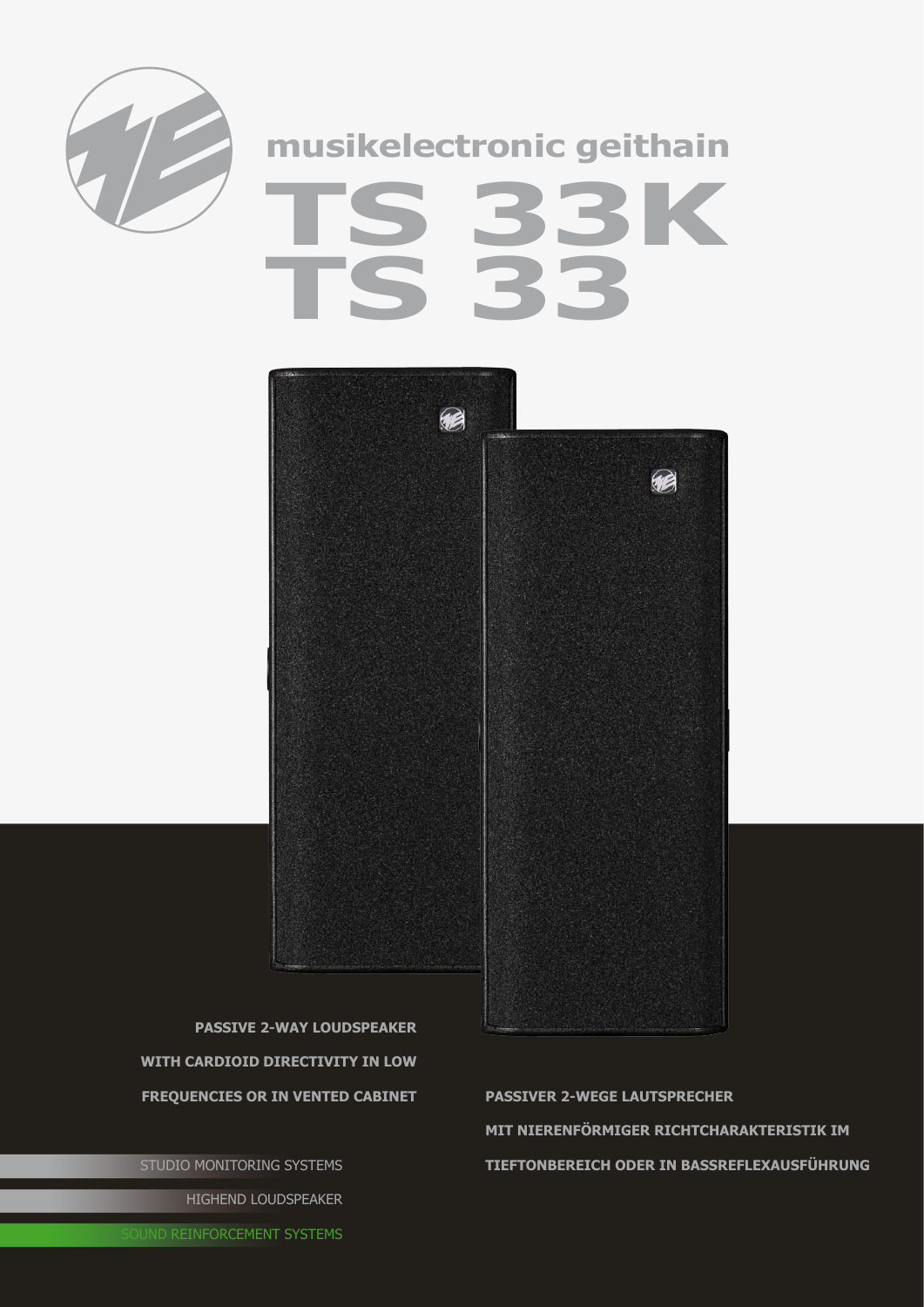musikelectronic geithain

# TS 33K
# TS 33

**PASSIVE 2-WAY LOUDSPEAKER WITH CARDIOID DIRECTIVITY IN LOW FREQUENCIES OR IN VENTED CABINET**

**PASSIVER 2-WEGE LAUTSPRECHER MIT NIERENFÖRMIGER RICHTCHARAKTERISTIK IM TIEFTONBEREICH ODER IN BASSREFLEXAUSFÜHRUNG**

STUDIO MONITORING SYSTEMS

HIGHEND LOUDSPEAKER

SOUND REINFORCEMENT SYSTEMS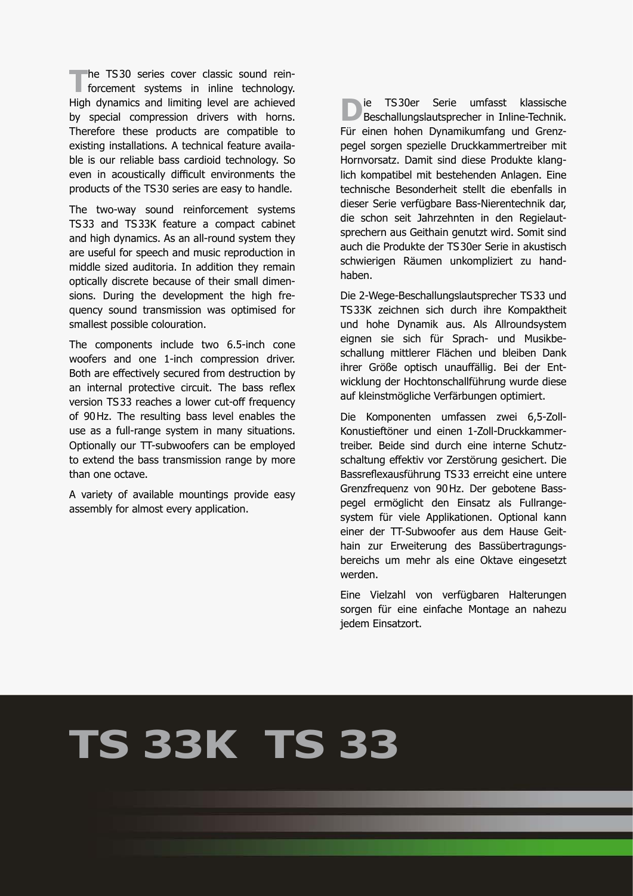The TS 30 series cover classic sound reinforcement systems in inline technology. High dynamics and limiting level are achieved by special compression drivers with horns. Therefore these products are compatible to existing installations. A technical feature available is our reliable bass cardioid technology. So even in acoustically difficult environments the products of the TS 30 series are easy to handle.

The two-way sound reinforcement systems TS 33 and TS 33K feature a compact cabinet and high dynamics. As an all-round system they are useful for speech and music reproduction in middle sized auditoria. In addition they remain optically discrete because of their small dimensions. During the development the high frequency sound transmission was optimised for smallest possible colouration.

The components include two 6.5-inch cone woofers and one 1-inch compression driver. Both are effectively secured from destruction by an internal protective circuit. The bass reflex version TS 33 reaches a lower cut-off frequency of 90 Hz. The resulting bass level enables the use as a full-range system in many situations. Optionally our TT-subwoofers can be employed to extend the bass transmission range by more than one octave.

A variety of available mountings provide easy assembly for almost every application.

Die TS 30er Serie umfasst klassische Beschallungslautsprecher in Inline-Technik. Für einen hohen Dynamikumfang und Grenzpegel sorgen spezielle Druckkammertreiber mit Hornvorsatz. Damit sind diese Produkte klanglich kompatibel mit bestehenden Anlagen. Eine technische Besonderheit stellt die ebenfalls in dieser Serie verfügbare Bass-Nierentechnik dar, die schon seit Jahrzehnten in den Regielautsprechern aus Geithain genutzt wird. Somit sind auch die Produkte der TS 30er Serie in akustisch schwierigen Räumen unkompliziert zu handhaben.

Die 2-Wege-Beschallungslautsprecher TS 33 und TS 33K zeichnen sich durch ihre Kompaktheit und hohe Dynamik aus. Als Allroundsystem eignen sie sich für Sprach- und Musikbeschallung mittlerer Flächen und bleiben Dank ihrer Größe optisch unauffällig. Bei der Entwicklung der Hochtonschallführung wurde diese auf kleinstmögliche Verfärbungen optimiert.

Die Komponenten umfassen zwei 6,5-Zoll-Konustieftöner und einen 1-Zoll-Druckkammertreiber. Beide sind durch eine interne Schutzschaltung effektiv vor Zerstörung gesichert. Die Bassreflexausführung TS 33 erreicht eine untere Grenzfrequenz von 90 Hz. Der gebotene Basspegel ermöglicht den Einsatz als Fullrangesystem für viele Applikationen. Optional kann einer der TT-Subwoofer aus dem Hause Geithain zur Erweiterung des Bassübertragungsbereichs um mehr als eine Oktave eingesetzt werden.

Eine Vielzahl von verfügbaren Halterungen sorgen für eine einfache Montage an nahezu jedem Einsatzort.

# TS 33K TS 33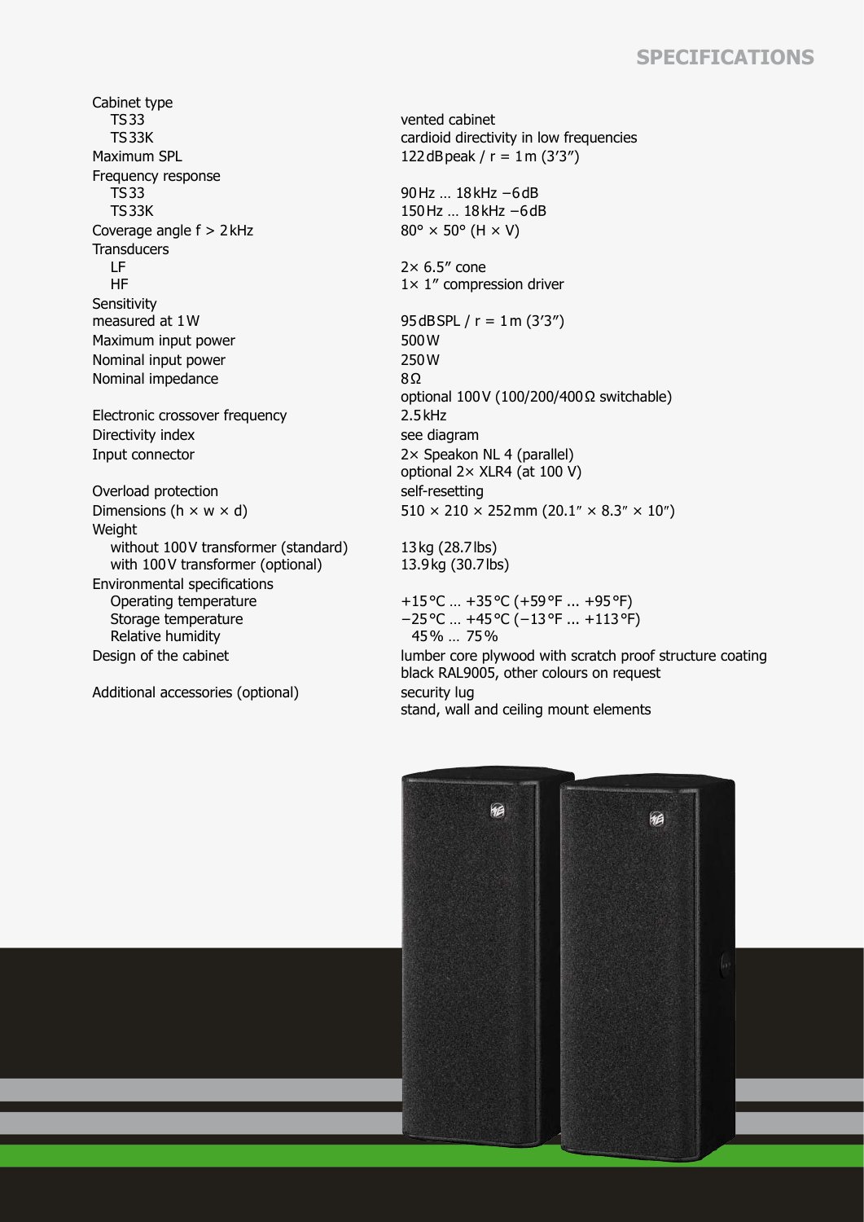# SPECIFICATIONS

| | |
|---|---|
| Cabinet type | |
| TS 33 | vented cabinet |
| TS 33K | cardioid directivity in low frequencies |
| Maximum SPL | 122 dB peak / r = 1 m (3'3") |
| Frequency response | |
| TS 33 | 90 Hz … 18 kHz −6 dB |
| TS 33K | 150 Hz … 18 kHz −6 dB |
| Coverage angle f > 2 kHz | 80° × 50° (H × V) |
| Transducers | |
| LF | 2× 6.5" cone |
| HF | 1× 1" compression driver |
| Sensitivity measured at 1 W | 95 dB SPL / r = 1 m (3'3") |
| Maximum input power | 500 W |
| Nominal input power | 250 W |
| Nominal impedance | 8 Ω<br>optional 100 V (100/200/400 Ω switchable) |
| Electronic crossover frequency | 2.5 kHz |
| Directivity index | see diagram |
| Input connector | 2× Speakon NL 4 (parallel)<br>optional 2× XLR4 (at 100 V) |
| Overload protection | self-resetting |
| Dimensions (h × w × d) | 510 × 210 × 252 mm (20.1" × 8.3" × 10") |
| Weight | |
| without 100 V transformer (standard) | 13 kg (28.7 lbs) |
| with 100 V transformer (optional) | 13.9 kg (30.7 lbs) |
| Environmental specifications | |
| Operating temperature | +15 °C … +35 °C (+59 °F ... +95 °F) |
| Storage temperature | −25 °C … +45 °C (−13 °F ... +113 °F) |
| Relative humidity | 45 % … 75 % |
| Design of the cabinet | lumber core plywood with scratch proof structure coating<br>black RAL9005, other colours on request |
| Additional accessories (optional) | security lug<br>stand, wall and ceiling mount elements |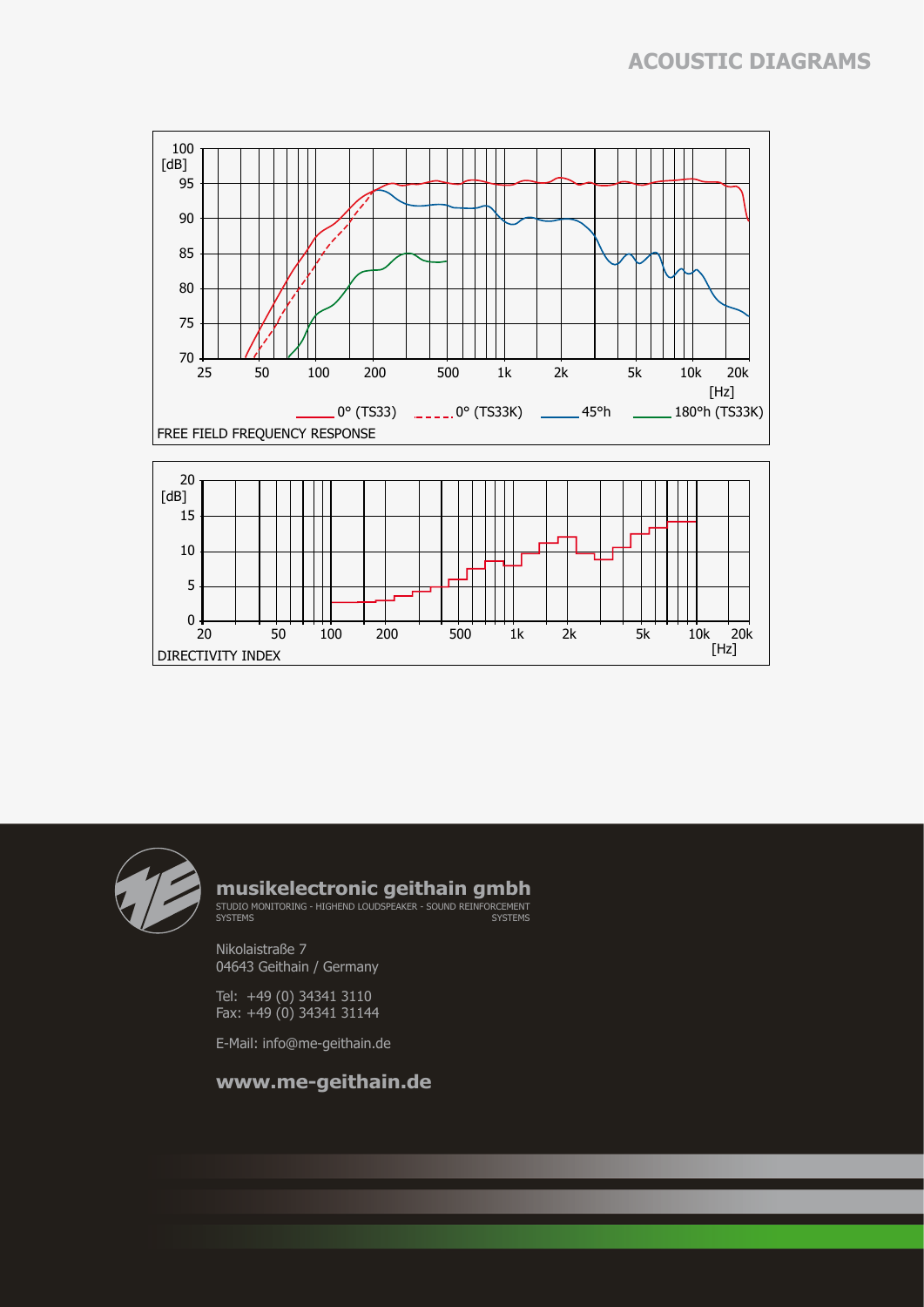## ACOUSTIC DIAGRAMS

100
[dB]
95
90
85
80
75
70
25 50 100 200 500 1k 2k 5k 10k 20k
[Hz]
0° (TS33) 0° (TS33K) 45°h 180°h (TS33K)
FREE FIELD FREQUENCY RESPONSE

20
[dB]
15
10
5
0
20 50 100 200 500 1k 2k 5k 10k 20k
[Hz]
DIRECTIVITY INDEX

**musikelectronic geithain gmbh**
STUDIO MONITORING - HIGHEND LOUDSPEAKER - SOUND REINFORCEMENT SYSTEMS

Nikolaistraße 7
04643 Geithain / Germany

Tel: +49 (0) 34341 3110
Fax: +49 (0) 34341 31144

E-Mail: info@me-geithain.de

**www.me-geithain.de**